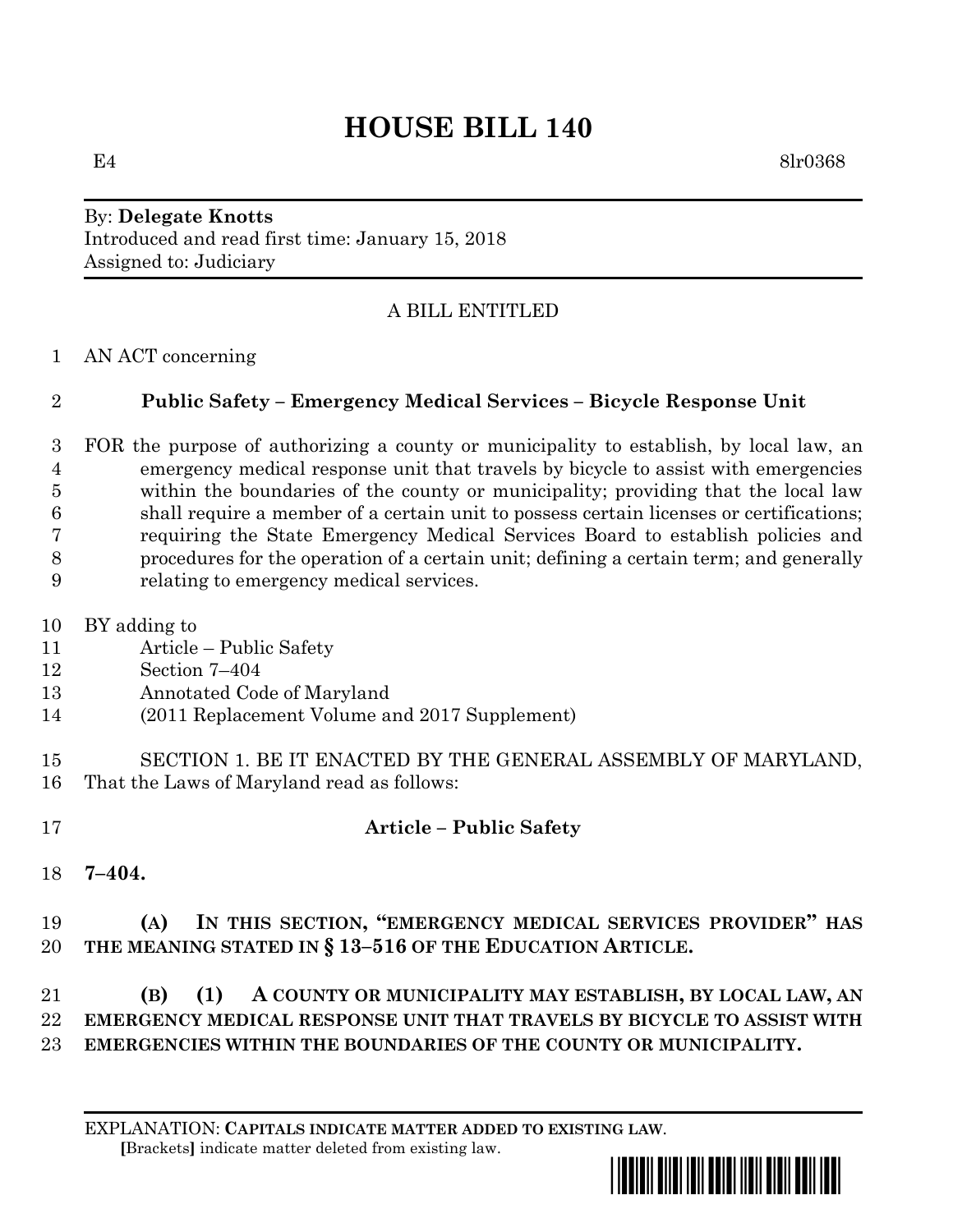# HOUSE BILL 140

E4 8lr0368

By: **Delegate Knotts**
Introduced and read first time: January 15, 2018
Assigned to: Judiciary

A BILL ENTITLED

1 AN ACT concerning

2 **Public Safety – Emergency Medical Services – Bicycle Response Unit**

3 FOR the purpose of authorizing a county or municipality to establish, by local law, an
4 emergency medical response unit that travels by bicycle to assist with emergencies
5 within the boundaries of the county or municipality; providing that the local law
6 shall require a member of a certain unit to possess certain licenses or certifications;
7 requiring the State Emergency Medical Services Board to establish policies and
8 procedures for the operation of a certain unit; defining a certain term; and generally
9 relating to emergency medical services.

10 BY adding to
11 Article – Public Safety
12 Section 7–404
13 Annotated Code of Maryland
14 (2011 Replacement Volume and 2017 Supplement)

15 SECTION 1. BE IT ENACTED BY THE GENERAL ASSEMBLY OF MARYLAND,
16 That the Laws of Maryland read as follows:

17 **Article – Public Safety**

18 **7–404.**

19 **(A) IN THIS SECTION, "EMERGENCY MEDICAL SERVICES PROVIDER" HAS**
20 **THE MEANING STATED IN § 13–516 OF THE EDUCATION ARTICLE.**

21 **(B) (1) A COUNTY OR MUNICIPALITY MAY ESTABLISH, BY LOCAL LAW, AN**
22 **EMERGENCY MEDICAL RESPONSE UNIT THAT TRAVELS BY BICYCLE TO ASSIST WITH**
23 **EMERGENCIES WITHIN THE BOUNDARIES OF THE COUNTY OR MUNICIPALITY.**

EXPLANATION: **CAPITALS INDICATE MATTER ADDED TO EXISTING LAW.**
**[**Brackets**]** indicate matter deleted from existing law.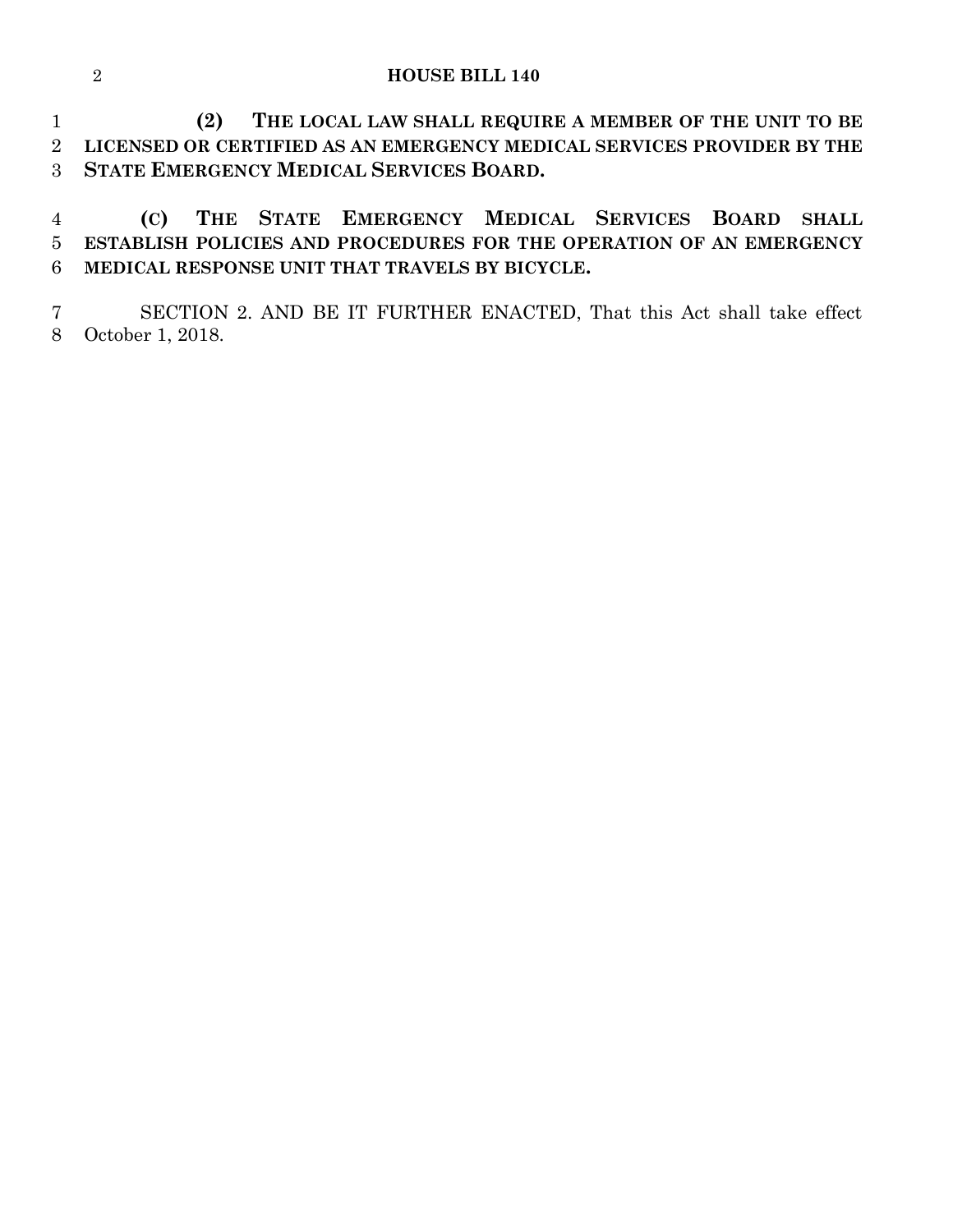**(2) THE LOCAL LAW SHALL REQUIRE A MEMBER OF THE UNIT TO BE LICENSED OR CERTIFIED AS AN EMERGENCY MEDICAL SERVICES PROVIDER BY THE STATE EMERGENCY MEDICAL SERVICES BOARD.**

**(C) THE STATE EMERGENCY MEDICAL SERVICES BOARD SHALL ESTABLISH POLICIES AND PROCEDURES FOR THE OPERATION OF AN EMERGENCY MEDICAL RESPONSE UNIT THAT TRAVELS BY BICYCLE.**

SECTION 2. AND BE IT FURTHER ENACTED, That this Act shall take effect October 1, 2018.